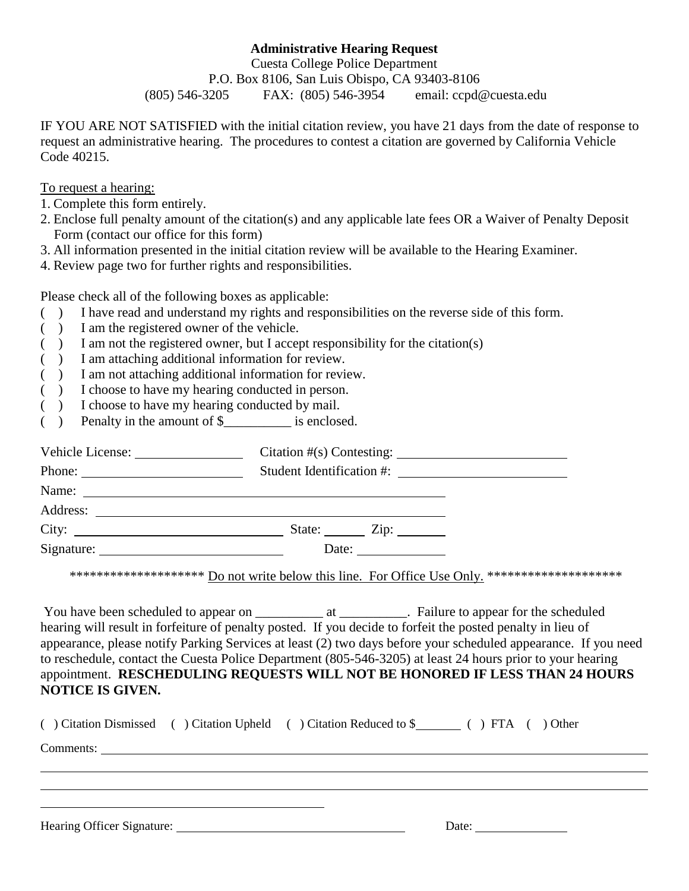**Administrative Hearing Request**

Cuesta College Police Department
P.O. Box 8106, San Luis Obispo, CA 93403-8106
(805) 546-3205 FAX: (805) 546-3954 email: ccpd@cuesta.edu

IF YOU ARE NOT SATISFIED with the initial citation review, you have 21 days from the date of response to request an administrative hearing. The procedures to contest a citation are governed by California Vehicle Code 40215.

To request a hearing:

1. Complete this form entirely.
2. Enclose full penalty amount of the citation(s) and any applicable late fees OR a Waiver of Penalty Deposit Form (contact our office for this form)
3. All information presented in the initial citation review will be available to the Hearing Examiner.
4. Review page two for further rights and responsibilities.

Please check all of the following boxes as applicable:

( ) I have read and understand my rights and responsibilities on the reverse side of this form.
( ) I am the registered owner of the vehicle.
( ) I am not the registered owner, but I accept responsibility for the citation(s)
( ) I am attaching additional information for review.
( ) I am not attaching additional information for review.
( ) I choose to have my hearing conducted in person.
( ) I choose to have my hearing conducted by mail.
( ) Penalty in the amount of $__________ is enclosed.

Vehicle License: ________________ Citation #(s) Contesting: ________________________

Phone: ________________________ Student Identification #: ________________________

Name: ____________________________________________________

Address: __________________________________________________

City: ______________________________ State: ______ Zip: _______

Signature: ___________________________ Date: _____________

******************** Do not write below this line. For Office Use Only. ********************

You have been scheduled to appear on __________ at __________. Failure to appear for the scheduled hearing will result in forfeiture of penalty posted. If you decide to forfeit the posted penalty in lieu of appearance, please notify Parking Services at least (2) two days before your scheduled appearance. If you need to reschedule, contact the Cuesta Police Department (805-546-3205) at least 24 hours prior to your hearing appointment. **RESCHEDULING REQUESTS WILL NOT BE HONORED IF LESS THAN 24 HOURS NOTICE IS GIVEN.**

( ) Citation Dismissed ( ) Citation Upheld ( ) Citation Reduced to $_______ ( ) FTA ( ) Other

Comments: ______________________________________________________________________

Hearing Officer Signature: ____________________________________ Date: ______________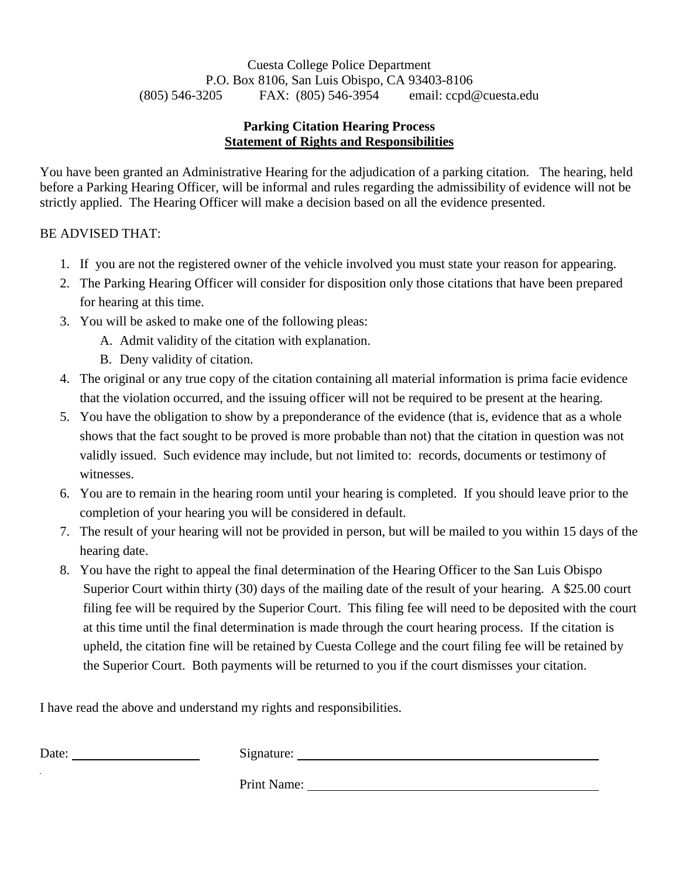Cuesta College Police Department
P.O. Box 8106, San Luis Obispo, CA 93403-8106
(805) 546-3205 FAX: (805) 546-3954 email: ccpd@cuesta.edu

## Parking Citation Hearing Process
## Statement of Rights and Responsibilities

You have been granted an Administrative Hearing for the adjudication of a parking citation. The hearing, held before a Parking Hearing Officer, will be informal and rules regarding the admissibility of evidence will not be strictly applied. The Hearing Officer will make a decision based on all the evidence presented.

BE ADVISED THAT:

1. If you are not the registered owner of the vehicle involved you must state your reason for appearing.
2. The Parking Hearing Officer will consider for disposition only those citations that have been prepared for hearing at this time.
3. You will be asked to make one of the following pleas:
   A. Admit validity of the citation with explanation.
   B. Deny validity of citation.
4. The original or any true copy of the citation containing all material information is prima facie evidence that the violation occurred, and the issuing officer will not be required to be present at the hearing.
5. You have the obligation to show by a preponderance of the evidence (that is, evidence that as a whole shows that the fact sought to be proved is more probable than not) that the citation in question was not validly issued. Such evidence may include, but not limited to: records, documents or testimony of witnesses.
6. You are to remain in the hearing room until your hearing is completed. If you should leave prior to the completion of your hearing you will be considered in default.
7. The result of your hearing will not be provided in person, but will be mailed to you within 15 days of the hearing date.
8. You have the right to appeal the final determination of the Hearing Officer to the San Luis Obispo Superior Court within thirty (30) days of the mailing date of the result of your hearing. A $25.00 court filing fee will be required by the Superior Court. This filing fee will need to be deposited with the court at this time until the final determination is made through the court hearing process. If the citation is upheld, the citation fine will be retained by Cuesta College and the court filing fee will be retained by the Superior Court. Both payments will be returned to you if the court dismisses your citation.

I have read the above and understand my rights and responsibilities.

Date: ____________________ Signature: ______________________________________________

Print Name: ____________________________________________